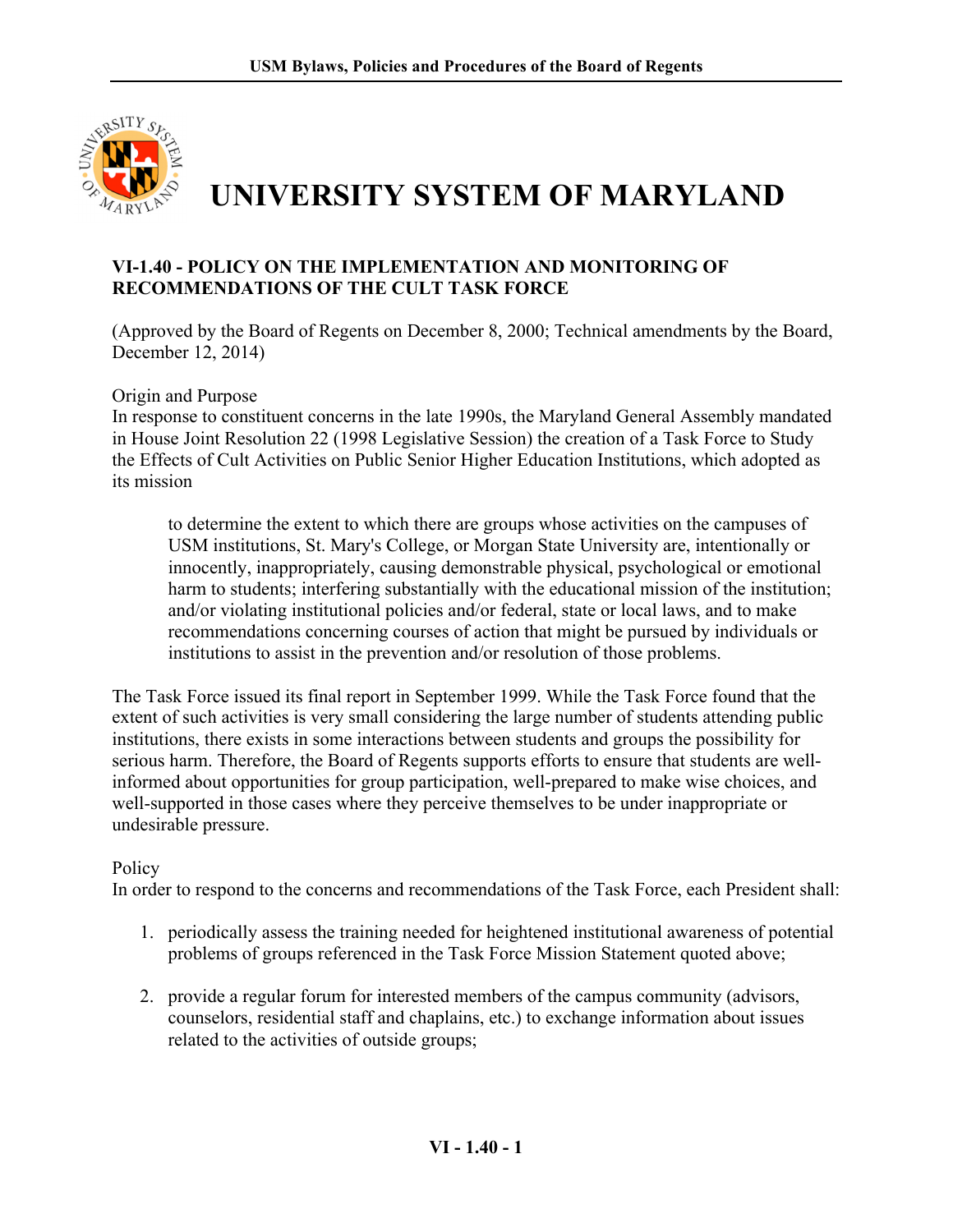# UNIVERSITY SYSTEM OF MARYLAND

## VI-1.40 - POLICY ON THE IMPLEMENTATION AND MONITORING OF RECOMMENDATIONS OF THE CULT TASK FORCE

(Approved by the Board of Regents on December 8, 2000; Technical amendments by the Board, December 12, 2014)

Origin and Purpose

In response to constituent concerns in the late 1990s, the Maryland General Assembly mandated in House Joint Resolution 22 (1998 Legislative Session) the creation of a Task Force to Study the Effects of Cult Activities on Public Senior Higher Education Institutions, which adopted as its mission

> to determine the extent to which there are groups whose activities on the campuses of USM institutions, St. Mary's College, or Morgan State University are, intentionally or innocently, inappropriately, causing demonstrable physical, psychological or emotional harm to students; interfering substantially with the educational mission of the institution; and/or violating institutional policies and/or federal, state or local laws, and to make recommendations concerning courses of action that might be pursued by individuals or institutions to assist in the prevention and/or resolution of those problems.

The Task Force issued its final report in September 1999. While the Task Force found that the extent of such activities is very small considering the large number of students attending public institutions, there exists in some interactions between students and groups the possibility for serious harm. Therefore, the Board of Regents supports efforts to ensure that students are well-informed about opportunities for group participation, well-prepared to make wise choices, and well-supported in those cases where they perceive themselves to be under inappropriate or undesirable pressure.

Policy

In order to respond to the concerns and recommendations of the Task Force, each President shall:

1. periodically assess the training needed for heightened institutional awareness of potential problems of groups referenced in the Task Force Mission Statement quoted above;
2. provide a regular forum for interested members of the campus community (advisors, counselors, residential staff and chaplains, etc.) to exchange information about issues related to the activities of outside groups;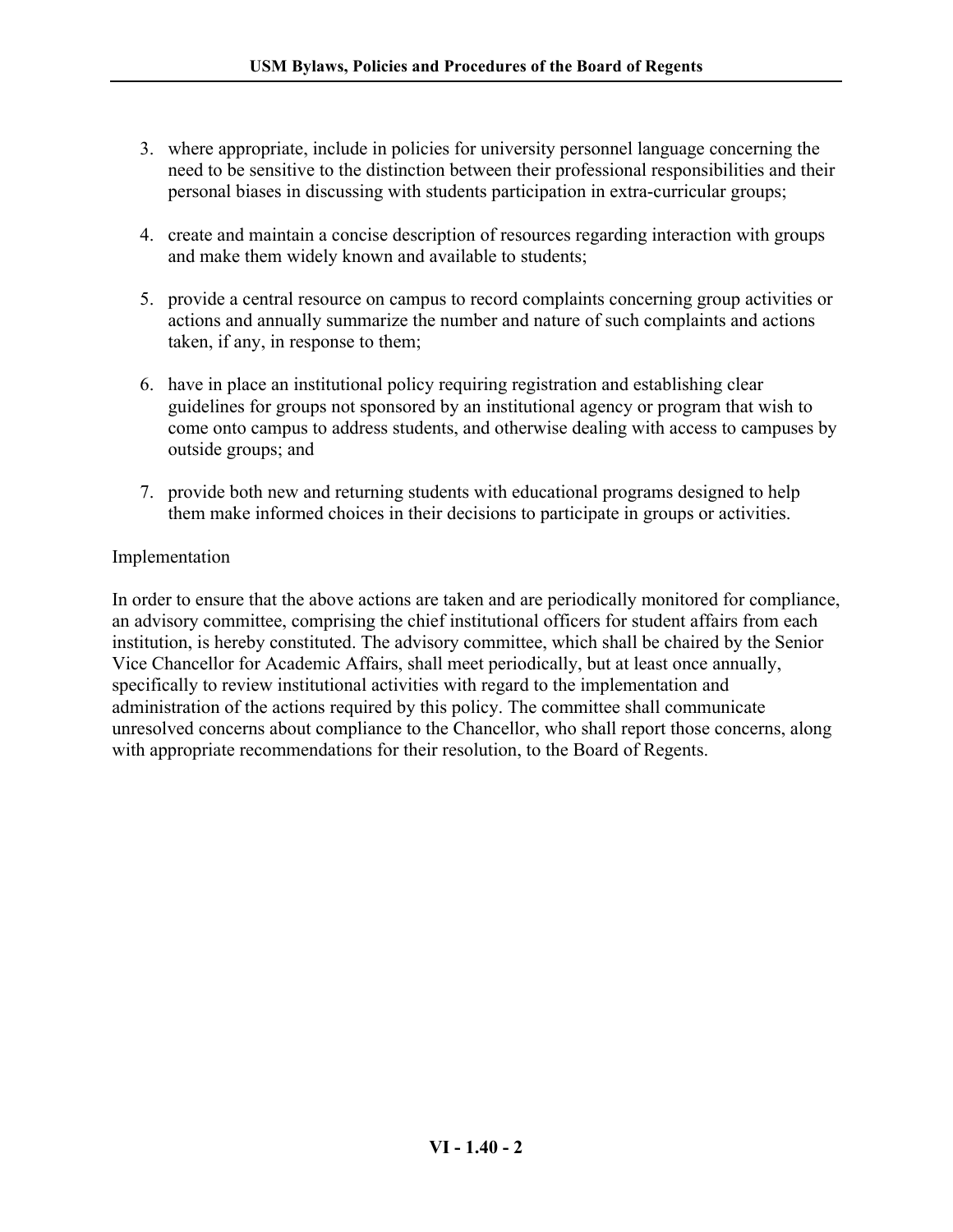3. where appropriate, include in policies for university personnel language concerning the need to be sensitive to the distinction between their professional responsibilities and their personal biases in discussing with students participation in extra-curricular groups;

4. create and maintain a concise description of resources regarding interaction with groups and make them widely known and available to students;

5. provide a central resource on campus to record complaints concerning group activities or actions and annually summarize the number and nature of such complaints and actions taken, if any, in response to them;

6. have in place an institutional policy requiring registration and establishing clear guidelines for groups not sponsored by an institutional agency or program that wish to come onto campus to address students, and otherwise dealing with access to campuses by outside groups; and

7. provide both new and returning students with educational programs designed to help them make informed choices in their decisions to participate in groups or activities.

Implementation

In order to ensure that the above actions are taken and are periodically monitored for compliance, an advisory committee, comprising the chief institutional officers for student affairs from each institution, is hereby constituted. The advisory committee, which shall be chaired by the Senior Vice Chancellor for Academic Affairs, shall meet periodically, but at least once annually, specifically to review institutional activities with regard to the implementation and administration of the actions required by this policy. The committee shall communicate unresolved concerns about compliance to the Chancellor, who shall report those concerns, along with appropriate recommendations for their resolution, to the Board of Regents.